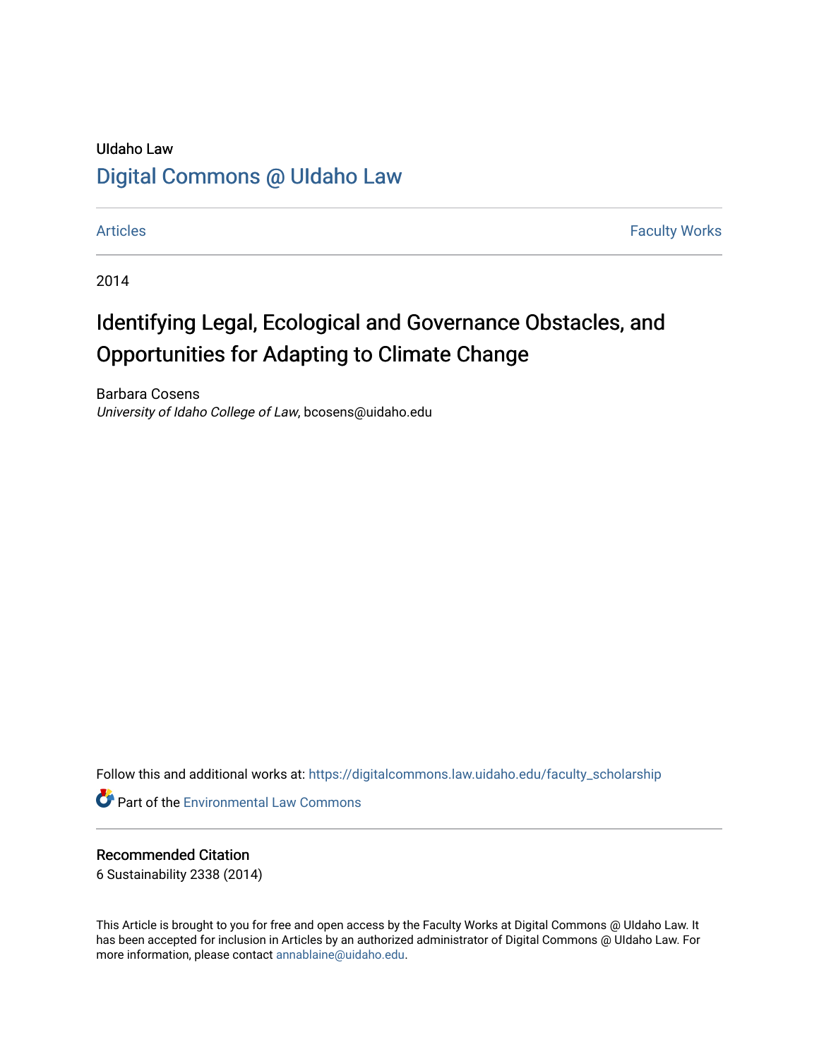UIdaho Law

[Digital Commons @ UIdaho Law](https://digitalcommons.law.uidaho.edu/)

Articles | Faculty Works

2014

# Identifying Legal, Ecological and Governance Obstacles, and Opportunities for Adapting to Climate Change

Barbara Cosens
*University of Idaho College of Law*, bcosens@uidaho.edu

Follow this and additional works at: https://digitalcommons.law.uidaho.edu/faculty_scholarship

Part of the Environmental Law Commons

## Recommended Citation

6 Sustainability 2338 (2014)

This Article is brought to you for free and open access by the Faculty Works at Digital Commons @ UIdaho Law. It has been accepted for inclusion in Articles by an authorized administrator of Digital Commons @ UIdaho Law. For more information, please contact annablaine@uidaho.edu.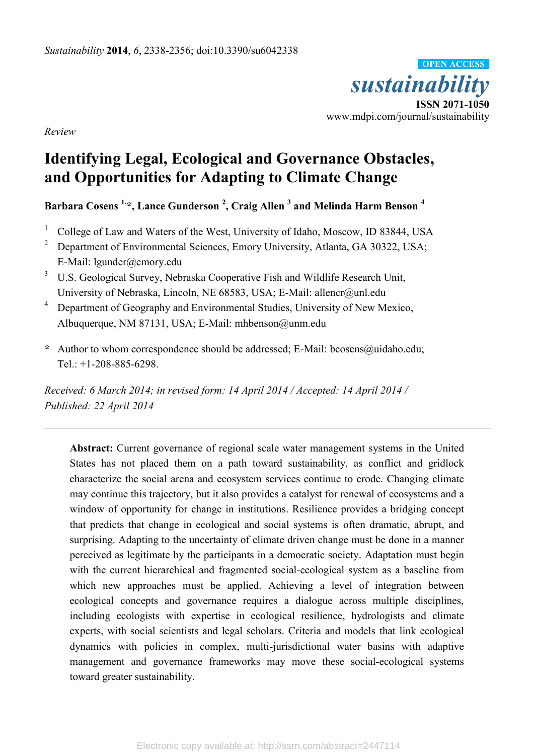*Sustainability* **2014**, *6*, 2338-2356; doi:10.3390/su6042338

OPEN ACCESS

*sustainability*

**ISSN 2071-1050**

www.mdpi.com/journal/sustainability

*Review*

# Identifying Legal, Ecological and Governance Obstacles, and Opportunities for Adapting to Climate Change

**Barbara Cosens [1,*], Lance Gunderson [2], Craig Allen [3] and Melinda Harm Benson [4]**

1. College of Law and Waters of the West, University of Idaho, Moscow, ID 83844, USA
2. Department of Environmental Sciences, Emory University, Atlanta, GA 30322, USA; E-Mail: lgunder@emory.edu
3. U.S. Geological Survey, Nebraska Cooperative Fish and Wildlife Research Unit, University of Nebraska, Lincoln, NE 68583, USA; E-Mail: allencr@unl.edu
4. Department of Geography and Environmental Studies, University of New Mexico, Albuquerque, NM 87131, USA; E-Mail: mhbenson@unm.edu

\* Author to whom correspondence should be addressed; E-Mail: bcosens@uidaho.edu; Tel.: +1-208-885-6298.

*Received: 6 March 2014; in revised form: 14 April 2014 / Accepted: 14 April 2014 / Published: 22 April 2014*

---

**Abstract:** Current governance of regional scale water management systems in the United States has not placed them on a path toward sustainability, as conflict and gridlock characterize the social arena and ecosystem services continue to erode. Changing climate may continue this trajectory, but it also provides a catalyst for renewal of ecosystems and a window of opportunity for change in institutions. Resilience provides a bridging concept that predicts that change in ecological and social systems is often dramatic, abrupt, and surprising. Adapting to the uncertainty of climate driven change must be done in a manner perceived as legitimate by the participants in a democratic society. Adaptation must begin with the current hierarchical and fragmented social-ecological system as a baseline from which new approaches must be applied. Achieving a level of integration between ecological concepts and governance requires a dialogue across multiple disciplines, including ecologists with expertise in ecological resilience, hydrologists and climate experts, with social scientists and legal scholars. Criteria and models that link ecological dynamics with policies in complex, multi-jurisdictional water basins with adaptive management and governance frameworks may move these social-ecological systems toward greater sustainability.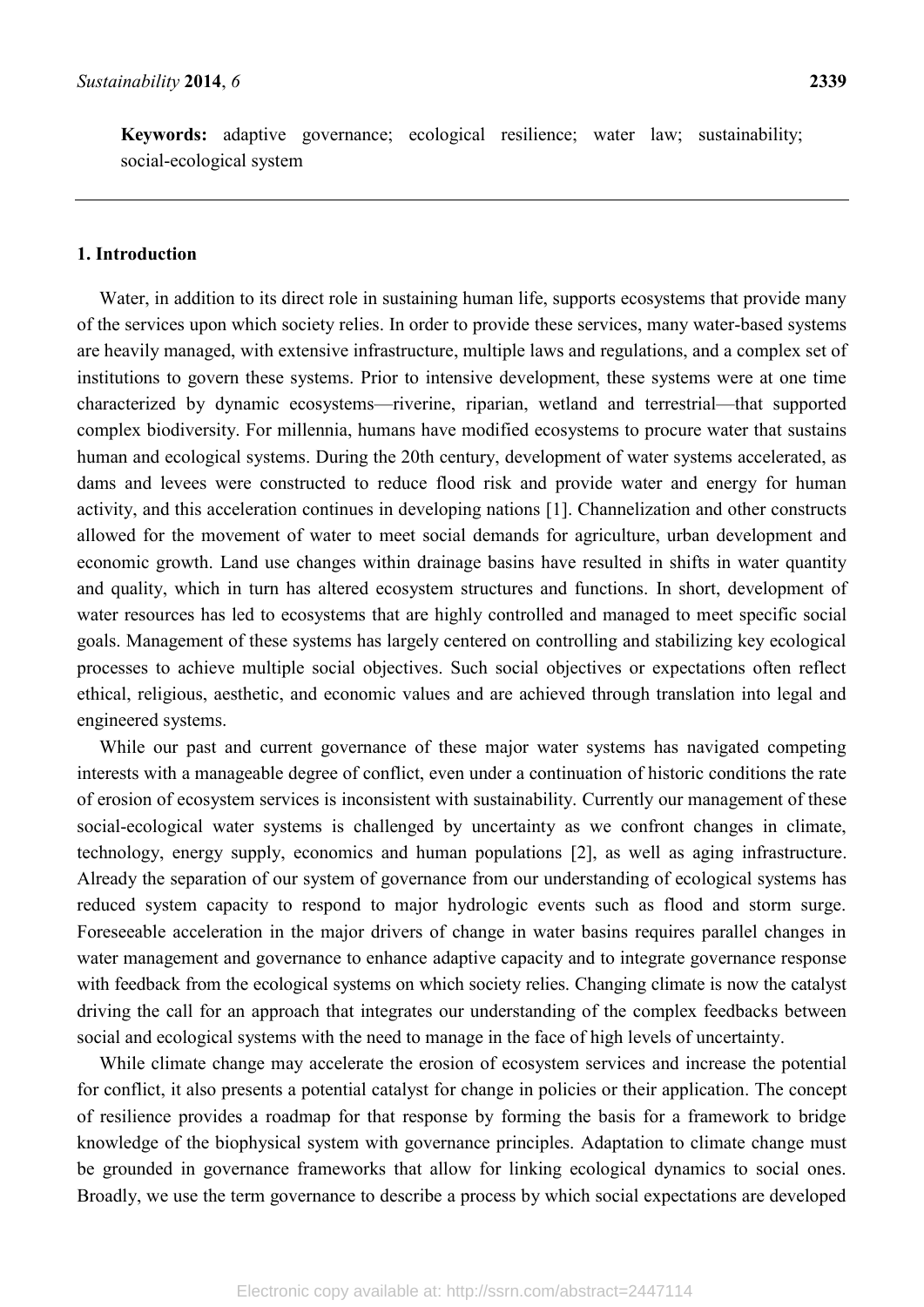**Keywords:** adaptive governance; ecological resilience; water law; sustainability; social-ecological system

## 1. Introduction

Water, in addition to its direct role in sustaining human life, supports ecosystems that provide many of the services upon which society relies. In order to provide these services, many water-based systems are heavily managed, with extensive infrastructure, multiple laws and regulations, and a complex set of institutions to govern these systems. Prior to intensive development, these systems were at one time characterized by dynamic ecosystems—riverine, riparian, wetland and terrestrial—that supported complex biodiversity. For millennia, humans have modified ecosystems to procure water that sustains human and ecological systems. During the 20th century, development of water systems accelerated, as dams and levees were constructed to reduce flood risk and provide water and energy for human activity, and this acceleration continues in developing nations [1]. Channelization and other constructs allowed for the movement of water to meet social demands for agriculture, urban development and economic growth. Land use changes within drainage basins have resulted in shifts in water quantity and quality, which in turn has altered ecosystem structures and functions. In short, development of water resources has led to ecosystems that are highly controlled and managed to meet specific social goals. Management of these systems has largely centered on controlling and stabilizing key ecological processes to achieve multiple social objectives. Such social objectives or expectations often reflect ethical, religious, aesthetic, and economic values and are achieved through translation into legal and engineered systems.

While our past and current governance of these major water systems has navigated competing interests with a manageable degree of conflict, even under a continuation of historic conditions the rate of erosion of ecosystem services is inconsistent with sustainability. Currently our management of these social-ecological water systems is challenged by uncertainty as we confront changes in climate, technology, energy supply, economics and human populations [2], as well as aging infrastructure. Already the separation of our system of governance from our understanding of ecological systems has reduced system capacity to respond to major hydrologic events such as flood and storm surge. Foreseeable acceleration in the major drivers of change in water basins requires parallel changes in water management and governance to enhance adaptive capacity and to integrate governance response with feedback from the ecological systems on which society relies. Changing climate is now the catalyst driving the call for an approach that integrates our understanding of the complex feedbacks between social and ecological systems with the need to manage in the face of high levels of uncertainty.

While climate change may accelerate the erosion of ecosystem services and increase the potential for conflict, it also presents a potential catalyst for change in policies or their application. The concept of resilience provides a roadmap for that response by forming the basis for a framework to bridge knowledge of the biophysical system with governance principles. Adaptation to climate change must be grounded in governance frameworks that allow for linking ecological dynamics to social ones. Broadly, we use the term governance to describe a process by which social expectations are developed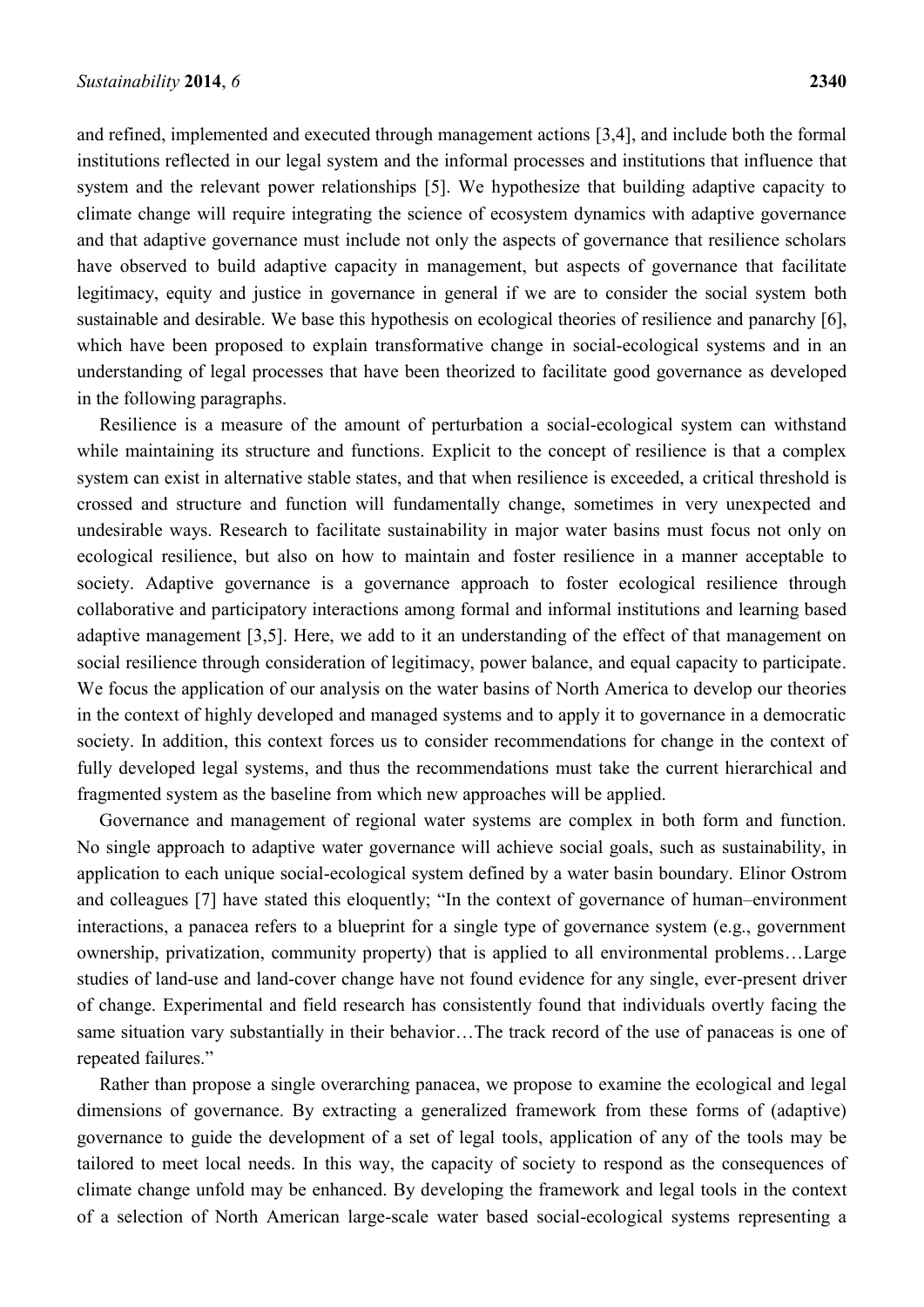and refined, implemented and executed through management actions [3,4], and include both the formal institutions reflected in our legal system and the informal processes and institutions that influence that system and the relevant power relationships [5]. We hypothesize that building adaptive capacity to climate change will require integrating the science of ecosystem dynamics with adaptive governance and that adaptive governance must include not only the aspects of governance that resilience scholars have observed to build adaptive capacity in management, but aspects of governance that facilitate legitimacy, equity and justice in governance in general if we are to consider the social system both sustainable and desirable. We base this hypothesis on ecological theories of resilience and panarchy [6], which have been proposed to explain transformative change in social-ecological systems and in an understanding of legal processes that have been theorized to facilitate good governance as developed in the following paragraphs.

Resilience is a measure of the amount of perturbation a social-ecological system can withstand while maintaining its structure and functions. Explicit to the concept of resilience is that a complex system can exist in alternative stable states, and that when resilience is exceeded, a critical threshold is crossed and structure and function will fundamentally change, sometimes in very unexpected and undesirable ways. Research to facilitate sustainability in major water basins must focus not only on ecological resilience, but also on how to maintain and foster resilience in a manner acceptable to society. Adaptive governance is a governance approach to foster ecological resilience through collaborative and participatory interactions among formal and informal institutions and learning based adaptive management [3,5]. Here, we add to it an understanding of the effect of that management on social resilience through consideration of legitimacy, power balance, and equal capacity to participate. We focus the application of our analysis on the water basins of North America to develop our theories in the context of highly developed and managed systems and to apply it to governance in a democratic society. In addition, this context forces us to consider recommendations for change in the context of fully developed legal systems, and thus the recommendations must take the current hierarchical and fragmented system as the baseline from which new approaches will be applied.

Governance and management of regional water systems are complex in both form and function. No single approach to adaptive water governance will achieve social goals, such as sustainability, in application to each unique social-ecological system defined by a water basin boundary. Elinor Ostrom and colleagues [7] have stated this eloquently; "In the context of governance of human–environment interactions, a panacea refers to a blueprint for a single type of governance system (e.g., government ownership, privatization, community property) that is applied to all environmental problems…Large studies of land-use and land-cover change have not found evidence for any single, ever-present driver of change. Experimental and field research has consistently found that individuals overtly facing the same situation vary substantially in their behavior…The track record of the use of panaceas is one of repeated failures."

Rather than propose a single overarching panacea, we propose to examine the ecological and legal dimensions of governance. By extracting a generalized framework from these forms of (adaptive) governance to guide the development of a set of legal tools, application of any of the tools may be tailored to meet local needs. In this way, the capacity of society to respond as the consequences of climate change unfold may be enhanced. By developing the framework and legal tools in the context of a selection of North American large-scale water based social-ecological systems representing a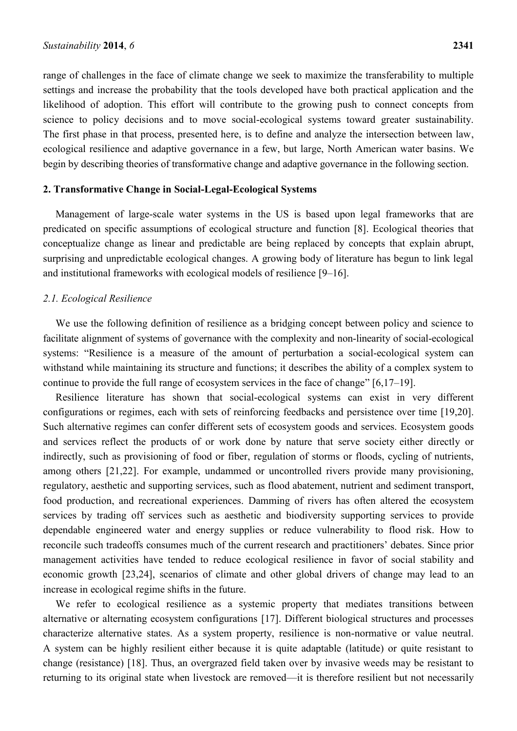range of challenges in the face of climate change we seek to maximize the transferability to multiple settings and increase the probability that the tools developed have both practical application and the likelihood of adoption. This effort will contribute to the growing push to connect concepts from science to policy decisions and to move social-ecological systems toward greater sustainability. The first phase in that process, presented here, is to define and analyze the intersection between law, ecological resilience and adaptive governance in a few, but large, North American water basins. We begin by describing theories of transformative change and adaptive governance in the following section.

## 2. Transformative Change in Social-Legal-Ecological Systems

Management of large-scale water systems in the US is based upon legal frameworks that are predicated on specific assumptions of ecological structure and function [8]. Ecological theories that conceptualize change as linear and predictable are being replaced by concepts that explain abrupt, surprising and unpredictable ecological changes. A growing body of literature has begun to link legal and institutional frameworks with ecological models of resilience [9–16].

### *2.1. Ecological Resilience*

We use the following definition of resilience as a bridging concept between policy and science to facilitate alignment of systems of governance with the complexity and non-linearity of social-ecological systems: "Resilience is a measure of the amount of perturbation a social-ecological system can withstand while maintaining its structure and functions; it describes the ability of a complex system to continue to provide the full range of ecosystem services in the face of change" [6,17–19].

Resilience literature has shown that social-ecological systems can exist in very different configurations or regimes, each with sets of reinforcing feedbacks and persistence over time [19,20]. Such alternative regimes can confer different sets of ecosystem goods and services. Ecosystem goods and services reflect the products of or work done by nature that serve society either directly or indirectly, such as provisioning of food or fiber, regulation of storms or floods, cycling of nutrients, among others [21,22]. For example, undammed or uncontrolled rivers provide many provisioning, regulatory, aesthetic and supporting services, such as flood abatement, nutrient and sediment transport, food production, and recreational experiences. Damming of rivers has often altered the ecosystem services by trading off services such as aesthetic and biodiversity supporting services to provide dependable engineered water and energy supplies or reduce vulnerability to flood risk. How to reconcile such tradeoffs consumes much of the current research and practitioners' debates. Since prior management activities have tended to reduce ecological resilience in favor of social stability and economic growth [23,24], scenarios of climate and other global drivers of change may lead to an increase in ecological regime shifts in the future.

We refer to ecological resilience as a systemic property that mediates transitions between alternative or alternating ecosystem configurations [17]. Different biological structures and processes characterize alternative states. As a system property, resilience is non-normative or value neutral. A system can be highly resilient either because it is quite adaptable (latitude) or quite resistant to change (resistance) [18]. Thus, an overgrazed field taken over by invasive weeds may be resistant to returning to its original state when livestock are removed—it is therefore resilient but not necessarily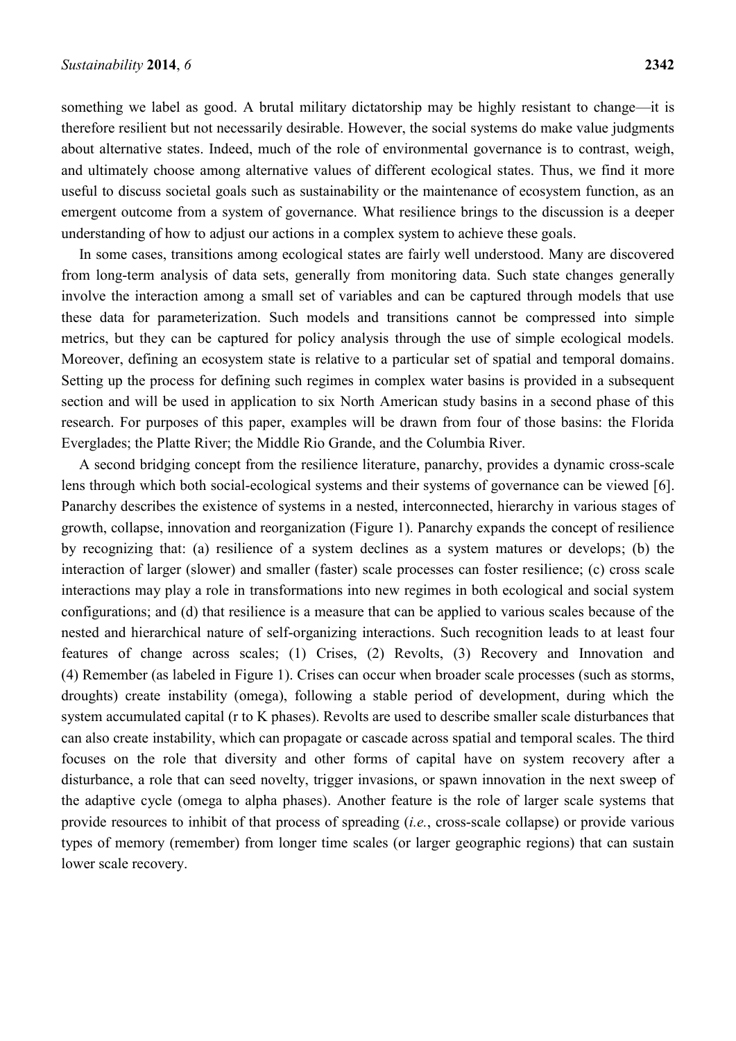something we label as good. A brutal military dictatorship may be highly resistant to change—it is therefore resilient but not necessarily desirable. However, the social systems do make value judgments about alternative states. Indeed, much of the role of environmental governance is to contrast, weigh, and ultimately choose among alternative values of different ecological states. Thus, we find it more useful to discuss societal goals such as sustainability or the maintenance of ecosystem function, as an emergent outcome from a system of governance. What resilience brings to the discussion is a deeper understanding of how to adjust our actions in a complex system to achieve these goals.

In some cases, transitions among ecological states are fairly well understood. Many are discovered from long-term analysis of data sets, generally from monitoring data. Such state changes generally involve the interaction among a small set of variables and can be captured through models that use these data for parameterization. Such models and transitions cannot be compressed into simple metrics, but they can be captured for policy analysis through the use of simple ecological models. Moreover, defining an ecosystem state is relative to a particular set of spatial and temporal domains. Setting up the process for defining such regimes in complex water basins is provided in a subsequent section and will be used in application to six North American study basins in a second phase of this research. For purposes of this paper, examples will be drawn from four of those basins: the Florida Everglades; the Platte River; the Middle Rio Grande, and the Columbia River.

A second bridging concept from the resilience literature, panarchy, provides a dynamic cross-scale lens through which both social-ecological systems and their systems of governance can be viewed [6]. Panarchy describes the existence of systems in a nested, interconnected, hierarchy in various stages of growth, collapse, innovation and reorganization (Figure 1). Panarchy expands the concept of resilience by recognizing that: (a) resilience of a system declines as a system matures or develops; (b) the interaction of larger (slower) and smaller (faster) scale processes can foster resilience; (c) cross scale interactions may play a role in transformations into new regimes in both ecological and social system configurations; and (d) that resilience is a measure that can be applied to various scales because of the nested and hierarchical nature of self-organizing interactions. Such recognition leads to at least four features of change across scales; (1) Crises, (2) Revolts, (3) Recovery and Innovation and (4) Remember (as labeled in Figure 1). Crises can occur when broader scale processes (such as storms, droughts) create instability (omega), following a stable period of development, during which the system accumulated capital (r to K phases). Revolts are used to describe smaller scale disturbances that can also create instability, which can propagate or cascade across spatial and temporal scales. The third focuses on the role that diversity and other forms of capital have on system recovery after a disturbance, a role that can seed novelty, trigger invasions, or spawn innovation in the next sweep of the adaptive cycle (omega to alpha phases). Another feature is the role of larger scale systems that provide resources to inhibit of that process of spreading (*i.e.*, cross-scale collapse) or provide various types of memory (remember) from longer time scales (or larger geographic regions) that can sustain lower scale recovery.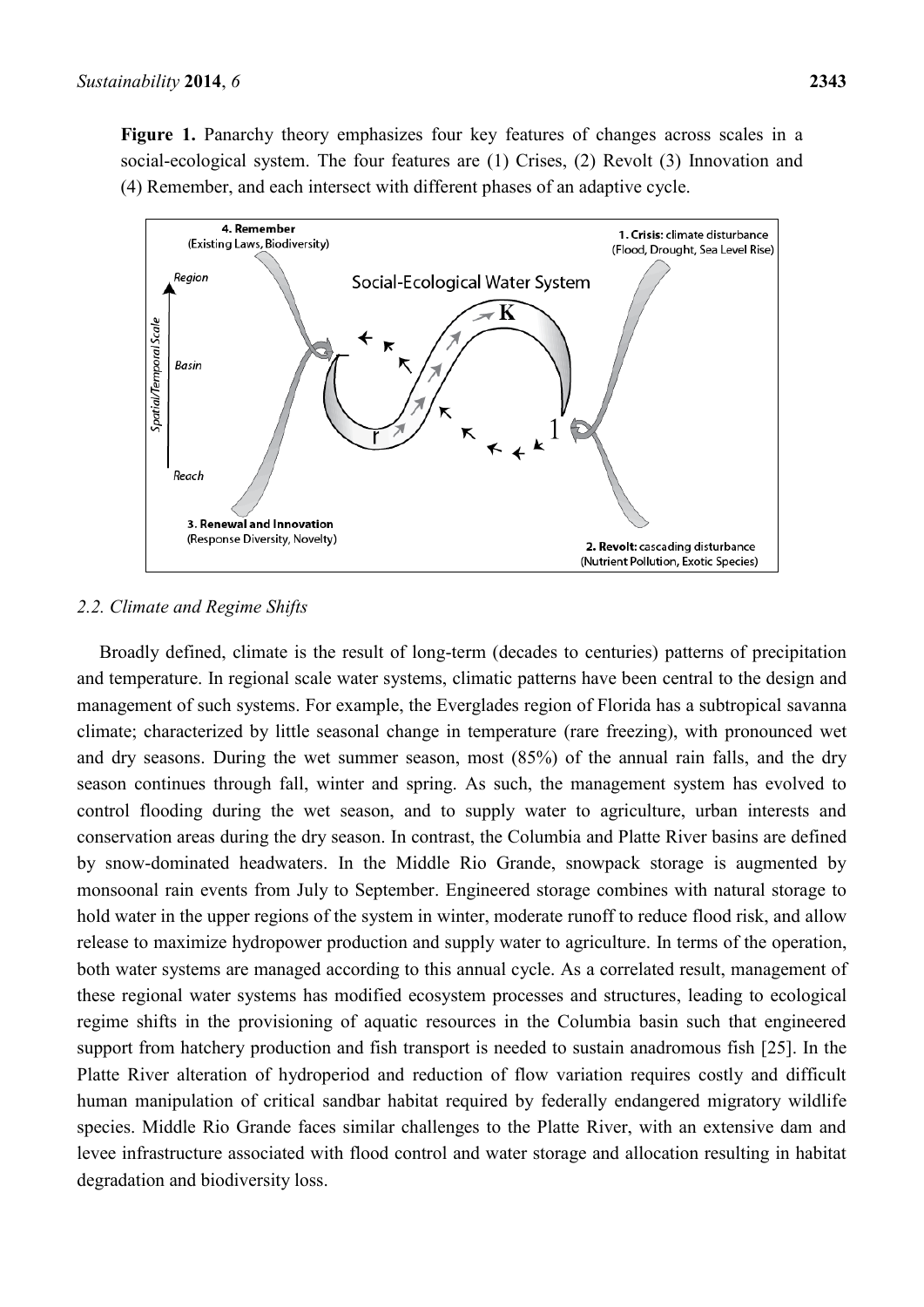**Figure 1.** Panarchy theory emphasizes four key features of changes across scales in a social-ecological system. The four features are (1) Crises, (2) Revolt (3) Innovation and (4) Remember, and each intersect with different phases of an adaptive cycle.

4. Remember
(Existing Laws, Biodiversity)

1. Crisis: climate disturbance
(Flood, Drought, Sea Level Rise)

Social-Ecological Water System

Region

Basin

Reach

Spatial/Temporal Scale

K

r

1

3. Renewal and Innovation
(Response Diversity, Novelty)

2. Revolt: cascading disturbance
(Nutrient Pollution, Exotic Species)

### 2.2. Climate and Regime Shifts

Broadly defined, climate is the result of long-term (decades to centuries) patterns of precipitation and temperature. In regional scale water systems, climatic patterns have been central to the design and management of such systems. For example, the Everglades region of Florida has a subtropical savanna climate; characterized by little seasonal change in temperature (rare freezing), with pronounced wet and dry seasons. During the wet summer season, most (85%) of the annual rain falls, and the dry season continues through fall, winter and spring. As such, the management system has evolved to control flooding during the wet season, and to supply water to agriculture, urban interests and conservation areas during the dry season. In contrast, the Columbia and Platte River basins are defined by snow-dominated headwaters. In the Middle Rio Grande, snowpack storage is augmented by monsoonal rain events from July to September. Engineered storage combines with natural storage to hold water in the upper regions of the system in winter, moderate runoff to reduce flood risk, and allow release to maximize hydropower production and supply water to agriculture. In terms of the operation, both water systems are managed according to this annual cycle. As a correlated result, management of these regional water systems has modified ecosystem processes and structures, leading to ecological regime shifts in the provisioning of aquatic resources in the Columbia basin such that engineered support from hatchery production and fish transport is needed to sustain anadromous fish [25]. In the Platte River alteration of hydroperiod and reduction of flow variation requires costly and difficult human manipulation of critical sandbar habitat required by federally endangered migratory wildlife species. Middle Rio Grande faces similar challenges to the Platte River, with an extensive dam and levee infrastructure associated with flood control and water storage and allocation resulting in habitat degradation and biodiversity loss.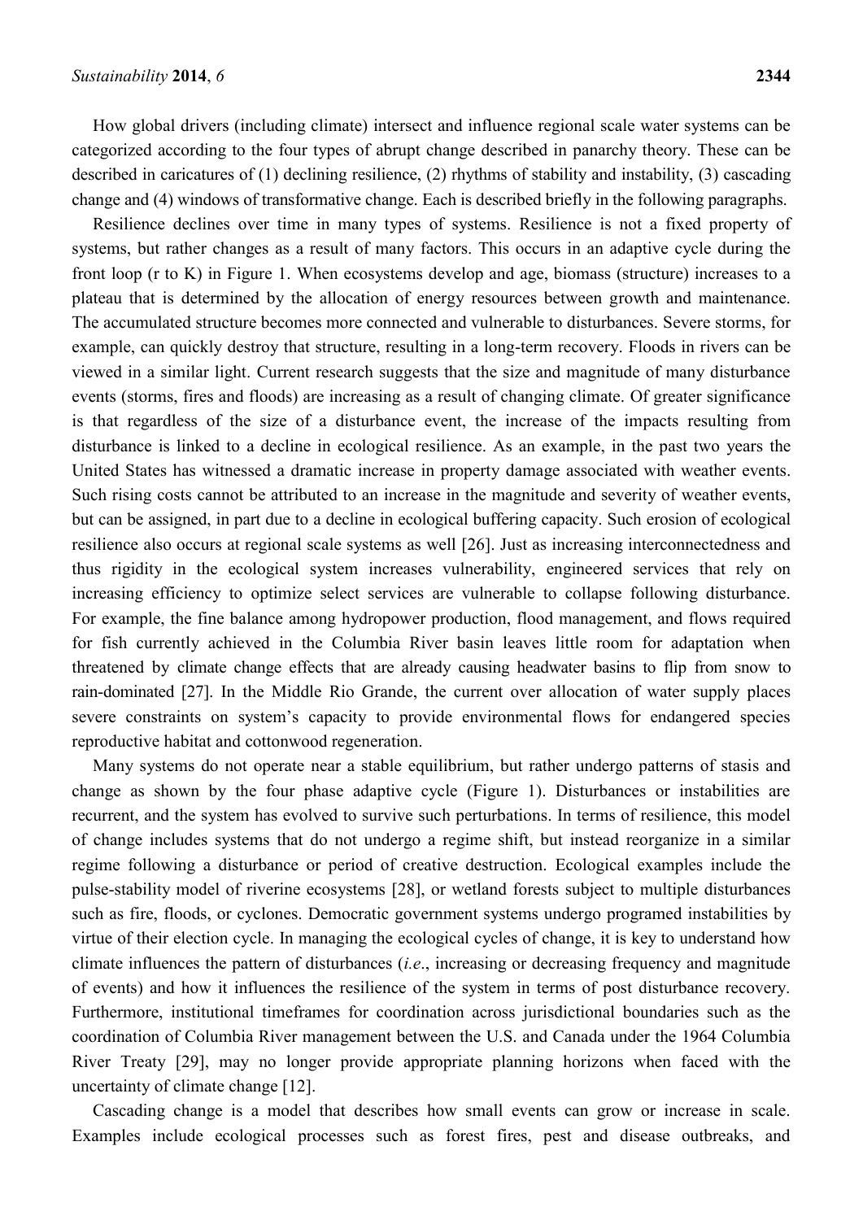How global drivers (including climate) intersect and influence regional scale water systems can be categorized according to the four types of abrupt change described in panarchy theory. These can be described in caricatures of (1) declining resilience, (2) rhythms of stability and instability, (3) cascading change and (4) windows of transformative change. Each is described briefly in the following paragraphs.

Resilience declines over time in many types of systems. Resilience is not a fixed property of systems, but rather changes as a result of many factors. This occurs in an adaptive cycle during the front loop (r to K) in Figure 1. When ecosystems develop and age, biomass (structure) increases to a plateau that is determined by the allocation of energy resources between growth and maintenance. The accumulated structure becomes more connected and vulnerable to disturbances. Severe storms, for example, can quickly destroy that structure, resulting in a long-term recovery. Floods in rivers can be viewed in a similar light. Current research suggests that the size and magnitude of many disturbance events (storms, fires and floods) are increasing as a result of changing climate. Of greater significance is that regardless of the size of a disturbance event, the increase of the impacts resulting from disturbance is linked to a decline in ecological resilience. As an example, in the past two years the United States has witnessed a dramatic increase in property damage associated with weather events. Such rising costs cannot be attributed to an increase in the magnitude and severity of weather events, but can be assigned, in part due to a decline in ecological buffering capacity. Such erosion of ecological resilience also occurs at regional scale systems as well [26]. Just as increasing interconnectedness and thus rigidity in the ecological system increases vulnerability, engineered services that rely on increasing efficiency to optimize select services are vulnerable to collapse following disturbance. For example, the fine balance among hydropower production, flood management, and flows required for fish currently achieved in the Columbia River basin leaves little room for adaptation when threatened by climate change effects that are already causing headwater basins to flip from snow to rain-dominated [27]. In the Middle Rio Grande, the current over allocation of water supply places severe constraints on system's capacity to provide environmental flows for endangered species reproductive habitat and cottonwood regeneration.

Many systems do not operate near a stable equilibrium, but rather undergo patterns of stasis and change as shown by the four phase adaptive cycle (Figure 1). Disturbances or instabilities are recurrent, and the system has evolved to survive such perturbations. In terms of resilience, this model of change includes systems that do not undergo a regime shift, but instead reorganize in a similar regime following a disturbance or period of creative destruction. Ecological examples include the pulse-stability model of riverine ecosystems [28], or wetland forests subject to multiple disturbances such as fire, floods, or cyclones. Democratic government systems undergo programed instabilities by virtue of their election cycle. In managing the ecological cycles of change, it is key to understand how climate influences the pattern of disturbances (*i.e*., increasing or decreasing frequency and magnitude of events) and how it influences the resilience of the system in terms of post disturbance recovery. Furthermore, institutional timeframes for coordination across jurisdictional boundaries such as the coordination of Columbia River management between the U.S. and Canada under the 1964 Columbia River Treaty [29], may no longer provide appropriate planning horizons when faced with the uncertainty of climate change [12].

Cascading change is a model that describes how small events can grow or increase in scale. Examples include ecological processes such as forest fires, pest and disease outbreaks, and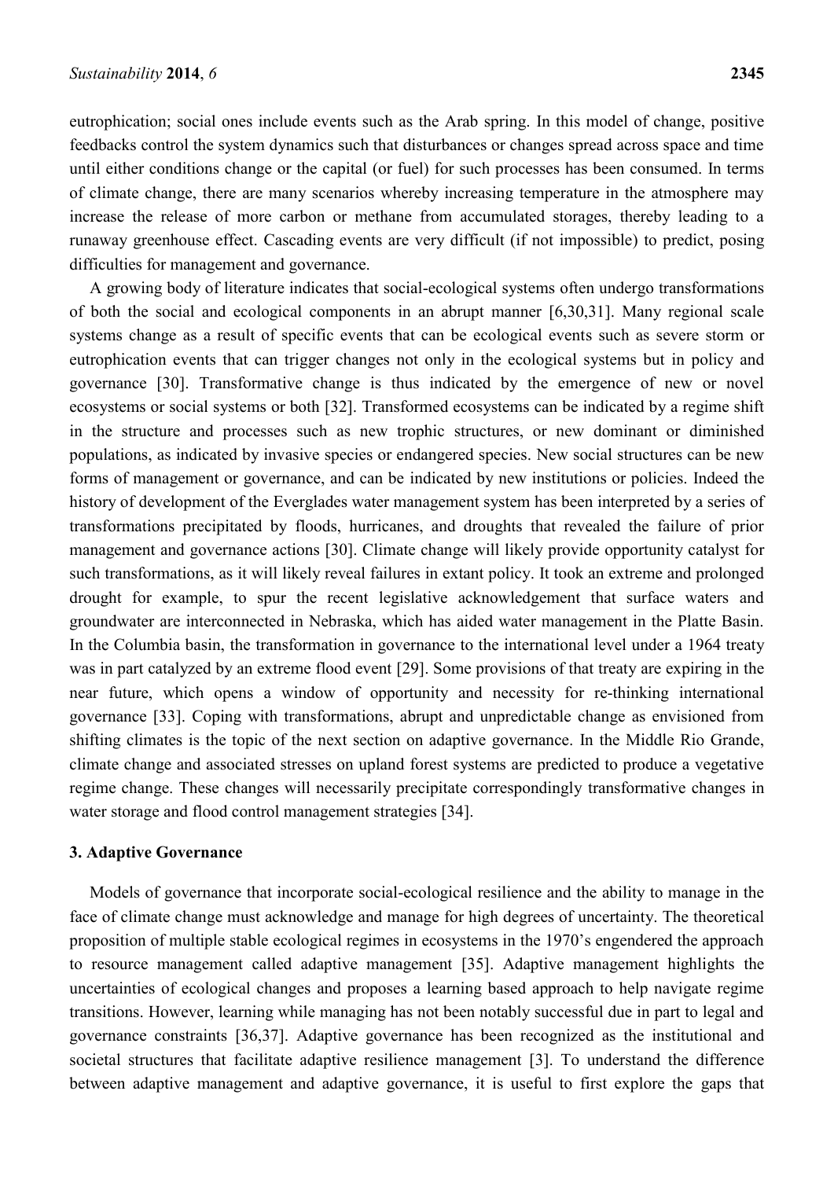eutrophication; social ones include events such as the Arab spring. In this model of change, positive feedbacks control the system dynamics such that disturbances or changes spread across space and time until either conditions change or the capital (or fuel) for such processes has been consumed. In terms of climate change, there are many scenarios whereby increasing temperature in the atmosphere may increase the release of more carbon or methane from accumulated storages, thereby leading to a runaway greenhouse effect. Cascading events are very difficult (if not impossible) to predict, posing difficulties for management and governance.

A growing body of literature indicates that social-ecological systems often undergo transformations of both the social and ecological components in an abrupt manner [6,30,31]. Many regional scale systems change as a result of specific events that can be ecological events such as severe storm or eutrophication events that can trigger changes not only in the ecological systems but in policy and governance [30]. Transformative change is thus indicated by the emergence of new or novel ecosystems or social systems or both [32]. Transformed ecosystems can be indicated by a regime shift in the structure and processes such as new trophic structures, or new dominant or diminished populations, as indicated by invasive species or endangered species. New social structures can be new forms of management or governance, and can be indicated by new institutions or policies. Indeed the history of development of the Everglades water management system has been interpreted by a series of transformations precipitated by floods, hurricanes, and droughts that revealed the failure of prior management and governance actions [30]. Climate change will likely provide opportunity catalyst for such transformations, as it will likely reveal failures in extant policy. It took an extreme and prolonged drought for example, to spur the recent legislative acknowledgement that surface waters and groundwater are interconnected in Nebraska, which has aided water management in the Platte Basin. In the Columbia basin, the transformation in governance to the international level under a 1964 treaty was in part catalyzed by an extreme flood event [29]. Some provisions of that treaty are expiring in the near future, which opens a window of opportunity and necessity for re-thinking international governance [33]. Coping with transformations, abrupt and unpredictable change as envisioned from shifting climates is the topic of the next section on adaptive governance. In the Middle Rio Grande, climate change and associated stresses on upland forest systems are predicted to produce a vegetative regime change. These changes will necessarily precipitate correspondingly transformative changes in water storage and flood control management strategies [34].

## 3. Adaptive Governance

Models of governance that incorporate social-ecological resilience and the ability to manage in the face of climate change must acknowledge and manage for high degrees of uncertainty. The theoretical proposition of multiple stable ecological regimes in ecosystems in the 1970's engendered the approach to resource management called adaptive management [35]. Adaptive management highlights the uncertainties of ecological changes and proposes a learning based approach to help navigate regime transitions. However, learning while managing has not been notably successful due in part to legal and governance constraints [36,37]. Adaptive governance has been recognized as the institutional and societal structures that facilitate adaptive resilience management [3]. To understand the difference between adaptive management and adaptive governance, it is useful to first explore the gaps that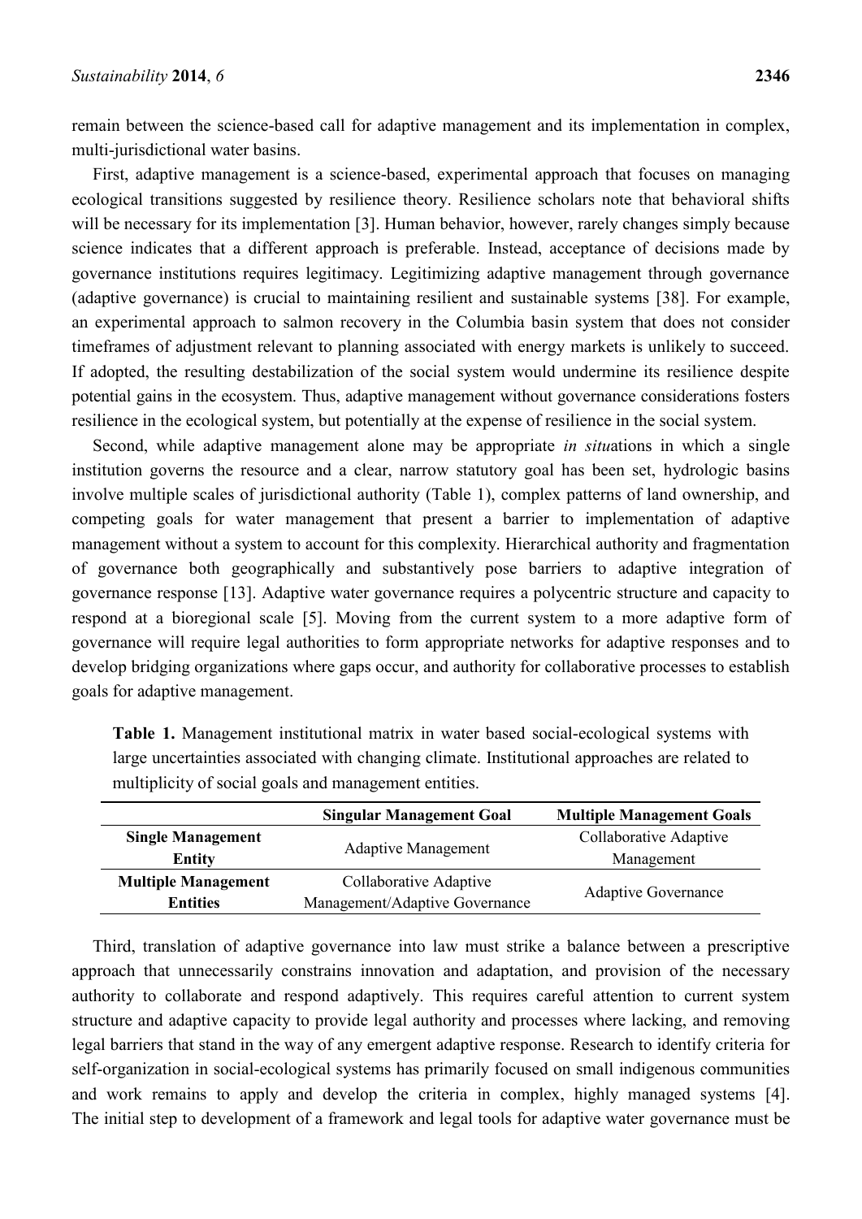remain between the science-based call for adaptive management and its implementation in complex, multi-jurisdictional water basins.

First, adaptive management is a science-based, experimental approach that focuses on managing ecological transitions suggested by resilience theory. Resilience scholars note that behavioral shifts will be necessary for its implementation [3]. Human behavior, however, rarely changes simply because science indicates that a different approach is preferable. Instead, acceptance of decisions made by governance institutions requires legitimacy. Legitimizing adaptive management through governance (adaptive governance) is crucial to maintaining resilient and sustainable systems [38]. For example, an experimental approach to salmon recovery in the Columbia basin system that does not consider timeframes of adjustment relevant to planning associated with energy markets is unlikely to succeed. If adopted, the resulting destabilization of the social system would undermine its resilience despite potential gains in the ecosystem. Thus, adaptive management without governance considerations fosters resilience in the ecological system, but potentially at the expense of resilience in the social system.

Second, while adaptive management alone may be appropriate *in situ*ations in which a single institution governs the resource and a clear, narrow statutory goal has been set, hydrologic basins involve multiple scales of jurisdictional authority (Table 1), complex patterns of land ownership, and competing goals for water management that present a barrier to implementation of adaptive management without a system to account for this complexity. Hierarchical authority and fragmentation of governance both geographically and substantively pose barriers to adaptive integration of governance response [13]. Adaptive water governance requires a polycentric structure and capacity to respond at a bioregional scale [5]. Moving from the current system to a more adaptive form of governance will require legal authorities to form appropriate networks for adaptive responses and to develop bridging organizations where gaps occur, and authority for collaborative processes to establish goals for adaptive management.

**Table 1.** Management institutional matrix in water based social-ecological systems with large uncertainties associated with changing climate. Institutional approaches are related to multiplicity of social goals and management entities.

| | **Singular Management Goal** | **Multiple Management Goals** |
|---|---|---|
| **Single Management Entity** | Adaptive Management | Collaborative Adaptive Management |
| **Multiple Management Entities** | Collaborative Adaptive Management/Adaptive Governance | Adaptive Governance |

Third, translation of adaptive governance into law must strike a balance between a prescriptive approach that unnecessarily constrains innovation and adaptation, and provision of the necessary authority to collaborate and respond adaptively. This requires careful attention to current system structure and adaptive capacity to provide legal authority and processes where lacking, and removing legal barriers that stand in the way of any emergent adaptive response. Research to identify criteria for self-organization in social-ecological systems has primarily focused on small indigenous communities and work remains to apply and develop the criteria in complex, highly managed systems [4]. The initial step to development of a framework and legal tools for adaptive water governance must be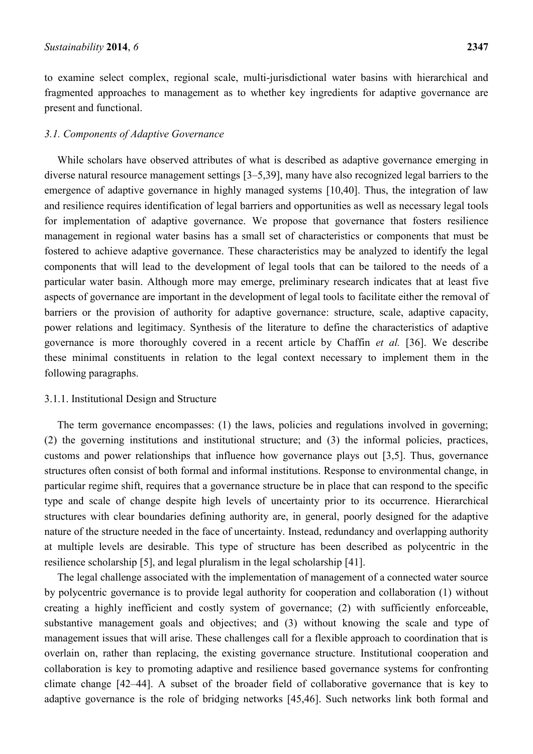to examine select complex, regional scale, multi-jurisdictional water basins with hierarchical and fragmented approaches to management as to whether key ingredients for adaptive governance are present and functional.

### *3.1. Components of Adaptive Governance*

While scholars have observed attributes of what is described as adaptive governance emerging in diverse natural resource management settings [3–5,39], many have also recognized legal barriers to the emergence of adaptive governance in highly managed systems [10,40]. Thus, the integration of law and resilience requires identification of legal barriers and opportunities as well as necessary legal tools for implementation of adaptive governance. We propose that governance that fosters resilience management in regional water basins has a small set of characteristics or components that must be fostered to achieve adaptive governance. These characteristics may be analyzed to identify the legal components that will lead to the development of legal tools that can be tailored to the needs of a particular water basin. Although more may emerge, preliminary research indicates that at least five aspects of governance are important in the development of legal tools to facilitate either the removal of barriers or the provision of authority for adaptive governance: structure, scale, adaptive capacity, power relations and legitimacy. Synthesis of the literature to define the characteristics of adaptive governance is more thoroughly covered in a recent article by Chaffin *et al.* [36]. We describe these minimal constituents in relation to the legal context necessary to implement them in the following paragraphs.

#### 3.1.1. Institutional Design and Structure

The term governance encompasses: (1) the laws, policies and regulations involved in governing; (2) the governing institutions and institutional structure; and (3) the informal policies, practices, customs and power relationships that influence how governance plays out [3,5]. Thus, governance structures often consist of both formal and informal institutions. Response to environmental change, in particular regime shift, requires that a governance structure be in place that can respond to the specific type and scale of change despite high levels of uncertainty prior to its occurrence. Hierarchical structures with clear boundaries defining authority are, in general, poorly designed for the adaptive nature of the structure needed in the face of uncertainty. Instead, redundancy and overlapping authority at multiple levels are desirable. This type of structure has been described as polycentric in the resilience scholarship [5], and legal pluralism in the legal scholarship [41].

The legal challenge associated with the implementation of management of a connected water source by polycentric governance is to provide legal authority for cooperation and collaboration (1) without creating a highly inefficient and costly system of governance; (2) with sufficiently enforceable, substantive management goals and objectives; and (3) without knowing the scale and type of management issues that will arise. These challenges call for a flexible approach to coordination that is overlain on, rather than replacing, the existing governance structure. Institutional cooperation and collaboration is key to promoting adaptive and resilience based governance systems for confronting climate change [42–44]. A subset of the broader field of collaborative governance that is key to adaptive governance is the role of bridging networks [45,46]. Such networks link both formal and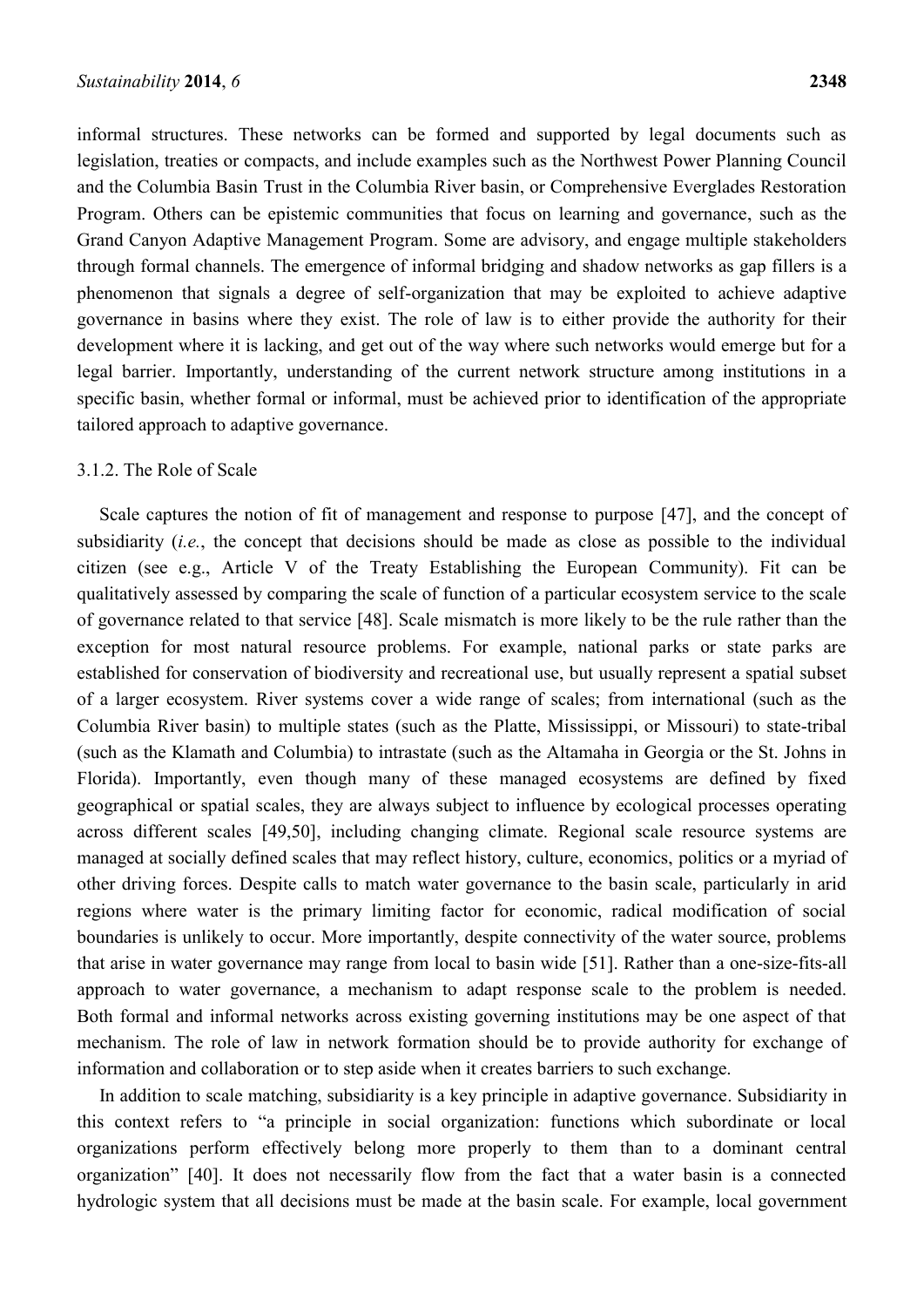informal structures. These networks can be formed and supported by legal documents such as legislation, treaties or compacts, and include examples such as the Northwest Power Planning Council and the Columbia Basin Trust in the Columbia River basin, or Comprehensive Everglades Restoration Program. Others can be epistemic communities that focus on learning and governance, such as the Grand Canyon Adaptive Management Program. Some are advisory, and engage multiple stakeholders through formal channels. The emergence of informal bridging and shadow networks as gap fillers is a phenomenon that signals a degree of self-organization that may be exploited to achieve adaptive governance in basins where they exist. The role of law is to either provide the authority for their development where it is lacking, and get out of the way where such networks would emerge but for a legal barrier. Importantly, understanding of the current network structure among institutions in a specific basin, whether formal or informal, must be achieved prior to identification of the appropriate tailored approach to adaptive governance.

#### 3.1.2. The Role of Scale

Scale captures the notion of fit of management and response to purpose [47], and the concept of subsidiarity (*i.e.*, the concept that decisions should be made as close as possible to the individual citizen (see e.g., Article V of the Treaty Establishing the European Community). Fit can be qualitatively assessed by comparing the scale of function of a particular ecosystem service to the scale of governance related to that service [48]. Scale mismatch is more likely to be the rule rather than the exception for most natural resource problems. For example, national parks or state parks are established for conservation of biodiversity and recreational use, but usually represent a spatial subset of a larger ecosystem. River systems cover a wide range of scales; from international (such as the Columbia River basin) to multiple states (such as the Platte, Mississippi, or Missouri) to state-tribal (such as the Klamath and Columbia) to intrastate (such as the Altamaha in Georgia or the St. Johns in Florida). Importantly, even though many of these managed ecosystems are defined by fixed geographical or spatial scales, they are always subject to influence by ecological processes operating across different scales [49,50], including changing climate. Regional scale resource systems are managed at socially defined scales that may reflect history, culture, economics, politics or a myriad of other driving forces. Despite calls to match water governance to the basin scale, particularly in arid regions where water is the primary limiting factor for economic, radical modification of social boundaries is unlikely to occur. More importantly, despite connectivity of the water source, problems that arise in water governance may range from local to basin wide [51]. Rather than a one-size-fits-all approach to water governance, a mechanism to adapt response scale to the problem is needed. Both formal and informal networks across existing governing institutions may be one aspect of that mechanism. The role of law in network formation should be to provide authority for exchange of information and collaboration or to step aside when it creates barriers to such exchange.

In addition to scale matching, subsidiarity is a key principle in adaptive governance. Subsidiarity in this context refers to "a principle in social organization: functions which subordinate or local organizations perform effectively belong more properly to them than to a dominant central organization" [40]. It does not necessarily flow from the fact that a water basin is a connected hydrologic system that all decisions must be made at the basin scale. For example, local government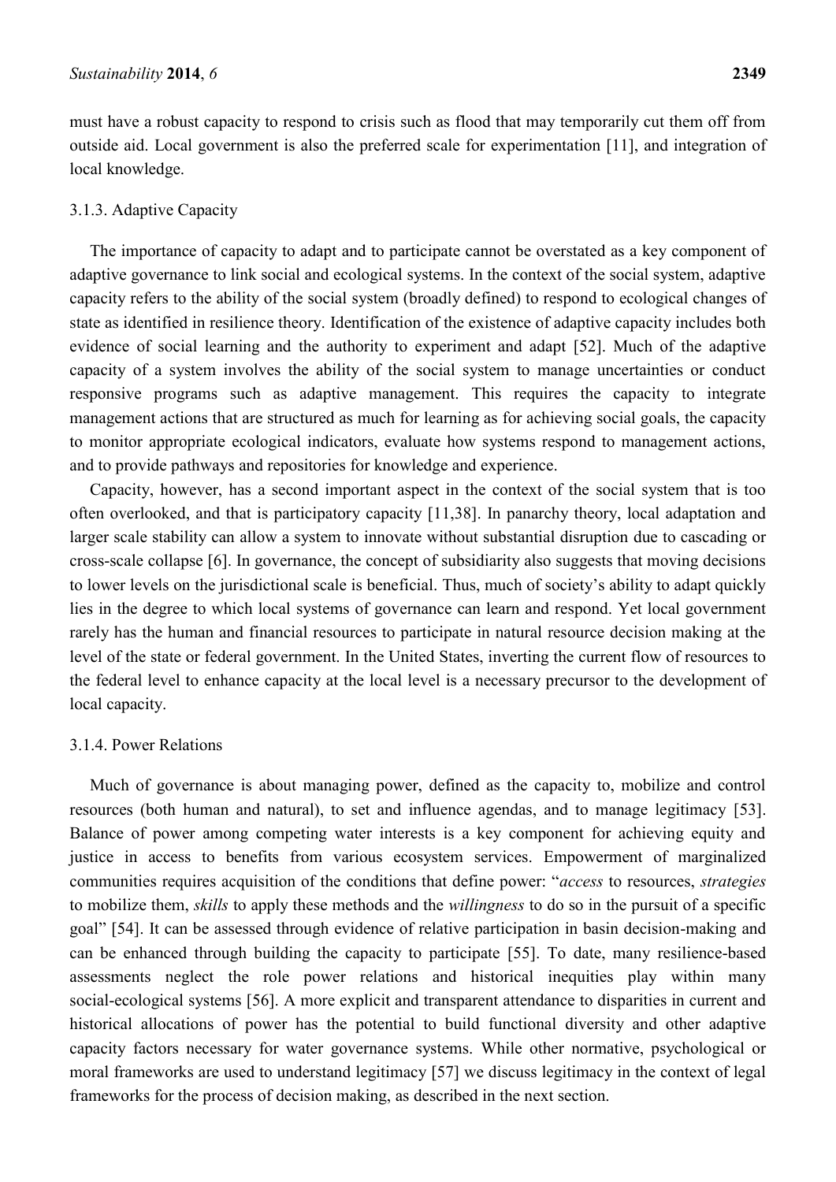must have a robust capacity to respond to crisis such as flood that may temporarily cut them off from outside aid. Local government is also the preferred scale for experimentation [11], and integration of local knowledge.

#### 3.1.3. Adaptive Capacity

The importance of capacity to adapt and to participate cannot be overstated as a key component of adaptive governance to link social and ecological systems. In the context of the social system, adaptive capacity refers to the ability of the social system (broadly defined) to respond to ecological changes of state as identified in resilience theory. Identification of the existence of adaptive capacity includes both evidence of social learning and the authority to experiment and adapt [52]. Much of the adaptive capacity of a system involves the ability of the social system to manage uncertainties or conduct responsive programs such as adaptive management. This requires the capacity to integrate management actions that are structured as much for learning as for achieving social goals, the capacity to monitor appropriate ecological indicators, evaluate how systems respond to management actions, and to provide pathways and repositories for knowledge and experience.

Capacity, however, has a second important aspect in the context of the social system that is too often overlooked, and that is participatory capacity [11,38]. In panarchy theory, local adaptation and larger scale stability can allow a system to innovate without substantial disruption due to cascading or cross-scale collapse [6]. In governance, the concept of subsidiarity also suggests that moving decisions to lower levels on the jurisdictional scale is beneficial. Thus, much of society's ability to adapt quickly lies in the degree to which local systems of governance can learn and respond. Yet local government rarely has the human and financial resources to participate in natural resource decision making at the level of the state or federal government. In the United States, inverting the current flow of resources to the federal level to enhance capacity at the local level is a necessary precursor to the development of local capacity.

#### 3.1.4. Power Relations

Much of governance is about managing power, defined as the capacity to, mobilize and control resources (both human and natural), to set and influence agendas, and to manage legitimacy [53]. Balance of power among competing water interests is a key component for achieving equity and justice in access to benefits from various ecosystem services. Empowerment of marginalized communities requires acquisition of the conditions that define power: "*access* to resources, *strategies* to mobilize them, *skills* to apply these methods and the *willingness* to do so in the pursuit of a specific goal" [54]. It can be assessed through evidence of relative participation in basin decision-making and can be enhanced through building the capacity to participate [55]. To date, many resilience-based assessments neglect the role power relations and historical inequities play within many social-ecological systems [56]. A more explicit and transparent attendance to disparities in current and historical allocations of power has the potential to build functional diversity and other adaptive capacity factors necessary for water governance systems. While other normative, psychological or moral frameworks are used to understand legitimacy [57] we discuss legitimacy in the context of legal frameworks for the process of decision making, as described in the next section.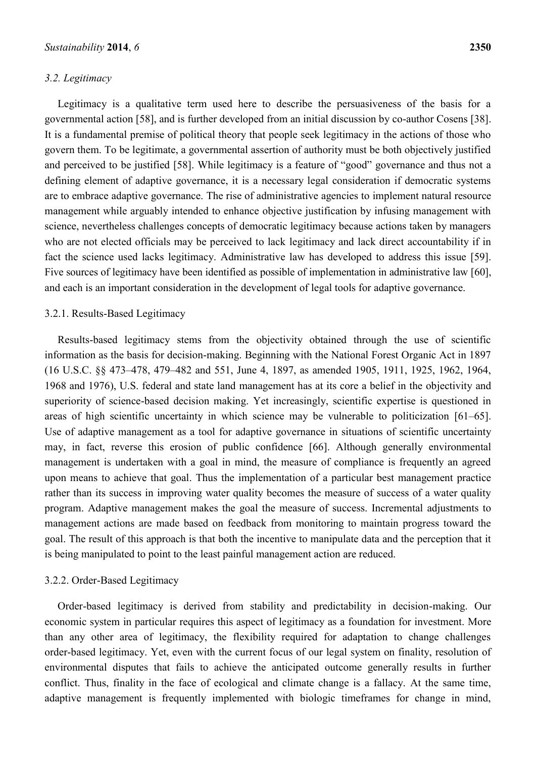### 3.2. Legitimacy

Legitimacy is a qualitative term used here to describe the persuasiveness of the basis for a governmental action [58], and is further developed from an initial discussion by co-author Cosens [38]. It is a fundamental premise of political theory that people seek legitimacy in the actions of those who govern them. To be legitimate, a governmental assertion of authority must be both objectively justified and perceived to be justified [58]. While legitimacy is a feature of "good" governance and thus not a defining element of adaptive governance, it is a necessary legal consideration if democratic systems are to embrace adaptive governance. The rise of administrative agencies to implement natural resource management while arguably intended to enhance objective justification by infusing management with science, nevertheless challenges concepts of democratic legitimacy because actions taken by managers who are not elected officials may be perceived to lack legitimacy and lack direct accountability if in fact the science used lacks legitimacy. Administrative law has developed to address this issue [59]. Five sources of legitimacy have been identified as possible of implementation in administrative law [60], and each is an important consideration in the development of legal tools for adaptive governance.

#### 3.2.1. Results-Based Legitimacy

Results-based legitimacy stems from the objectivity obtained through the use of scientific information as the basis for decision-making. Beginning with the National Forest Organic Act in 1897 (16 U.S.C. §§ 473–478, 479–482 and 551, June 4, 1897, as amended 1905, 1911, 1925, 1962, 1964, 1968 and 1976), U.S. federal and state land management has at its core a belief in the objectivity and superiority of science-based decision making. Yet increasingly, scientific expertise is questioned in areas of high scientific uncertainty in which science may be vulnerable to politicization [61–65]. Use of adaptive management as a tool for adaptive governance in situations of scientific uncertainty may, in fact, reverse this erosion of public confidence [66]. Although generally environmental management is undertaken with a goal in mind, the measure of compliance is frequently an agreed upon means to achieve that goal. Thus the implementation of a particular best management practice rather than its success in improving water quality becomes the measure of success of a water quality program. Adaptive management makes the goal the measure of success. Incremental adjustments to management actions are made based on feedback from monitoring to maintain progress toward the goal. The result of this approach is that both the incentive to manipulate data and the perception that it is being manipulated to point to the least painful management action are reduced.

#### 3.2.2. Order-Based Legitimacy

Order-based legitimacy is derived from stability and predictability in decision-making. Our economic system in particular requires this aspect of legitimacy as a foundation for investment. More than any other area of legitimacy, the flexibility required for adaptation to change challenges order-based legitimacy. Yet, even with the current focus of our legal system on finality, resolution of environmental disputes that fails to achieve the anticipated outcome generally results in further conflict. Thus, finality in the face of ecological and climate change is a fallacy. At the same time, adaptive management is frequently implemented with biologic timeframes for change in mind,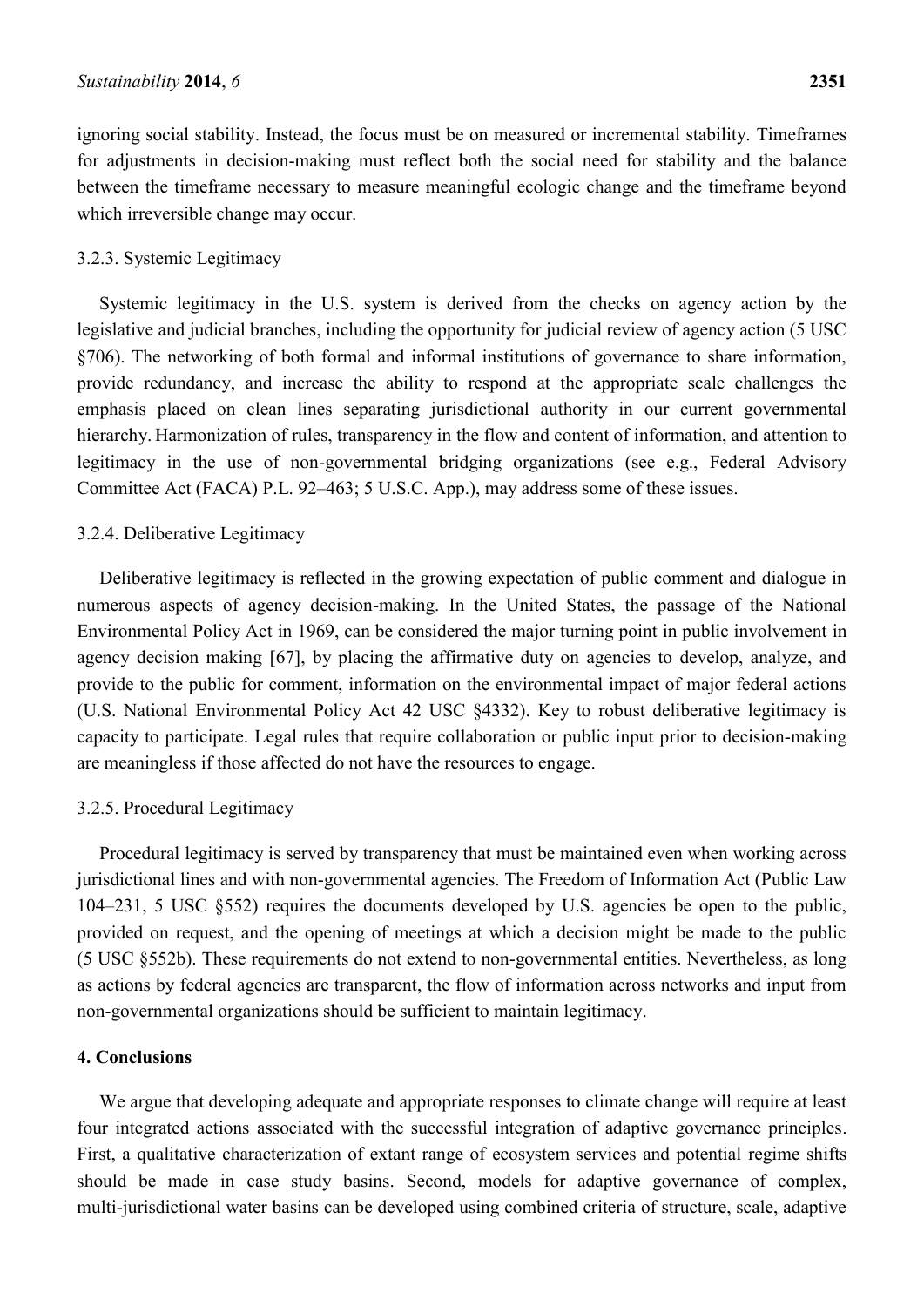ignoring social stability. Instead, the focus must be on measured or incremental stability. Timeframes for adjustments in decision-making must reflect both the social need for stability and the balance between the timeframe necessary to measure meaningful ecologic change and the timeframe beyond which irreversible change may occur.

#### 3.2.3. Systemic Legitimacy

Systemic legitimacy in the U.S. system is derived from the checks on agency action by the legislative and judicial branches, including the opportunity for judicial review of agency action (5 USC §706). The networking of both formal and informal institutions of governance to share information, provide redundancy, and increase the ability to respond at the appropriate scale challenges the emphasis placed on clean lines separating jurisdictional authority in our current governmental hierarchy. Harmonization of rules, transparency in the flow and content of information, and attention to legitimacy in the use of non-governmental bridging organizations (see e.g., Federal Advisory Committee Act (FACA) P.L. 92–463; 5 U.S.C. App.), may address some of these issues.

#### 3.2.4. Deliberative Legitimacy

Deliberative legitimacy is reflected in the growing expectation of public comment and dialogue in numerous aspects of agency decision-making. In the United States, the passage of the National Environmental Policy Act in 1969, can be considered the major turning point in public involvement in agency decision making [67], by placing the affirmative duty on agencies to develop, analyze, and provide to the public for comment, information on the environmental impact of major federal actions (U.S. National Environmental Policy Act 42 USC §4332). Key to robust deliberative legitimacy is capacity to participate. Legal rules that require collaboration or public input prior to decision-making are meaningless if those affected do not have the resources to engage.

#### 3.2.5. Procedural Legitimacy

Procedural legitimacy is served by transparency that must be maintained even when working across jurisdictional lines and with non-governmental agencies. The Freedom of Information Act (Public Law 104–231, 5 USC §552) requires the documents developed by U.S. agencies be open to the public, provided on request, and the opening of meetings at which a decision might be made to the public (5 USC §552b). These requirements do not extend to non-governmental entities. Nevertheless, as long as actions by federal agencies are transparent, the flow of information across networks and input from non-governmental organizations should be sufficient to maintain legitimacy.

## 4. Conclusions

We argue that developing adequate and appropriate responses to climate change will require at least four integrated actions associated with the successful integration of adaptive governance principles. First, a qualitative characterization of extant range of ecosystem services and potential regime shifts should be made in case study basins. Second, models for adaptive governance of complex, multi-jurisdictional water basins can be developed using combined criteria of structure, scale, adaptive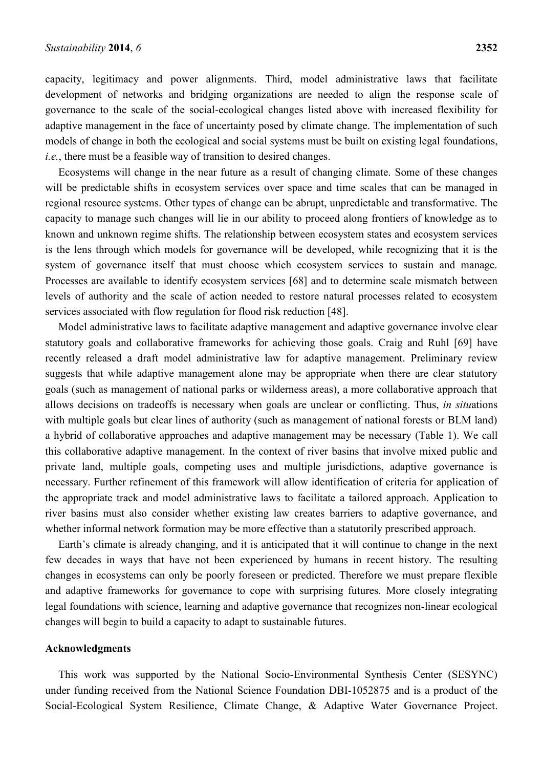capacity, legitimacy and power alignments. Third, model administrative laws that facilitate development of networks and bridging organizations are needed to align the response scale of governance to the scale of the social-ecological changes listed above with increased flexibility for adaptive management in the face of uncertainty posed by climate change. The implementation of such models of change in both the ecological and social systems must be built on existing legal foundations, *i.e.*, there must be a feasible way of transition to desired changes.

Ecosystems will change in the near future as a result of changing climate. Some of these changes will be predictable shifts in ecosystem services over space and time scales that can be managed in regional resource systems. Other types of change can be abrupt, unpredictable and transformative. The capacity to manage such changes will lie in our ability to proceed along frontiers of knowledge as to known and unknown regime shifts. The relationship between ecosystem states and ecosystem services is the lens through which models for governance will be developed, while recognizing that it is the system of governance itself that must choose which ecosystem services to sustain and manage. Processes are available to identify ecosystem services [68] and to determine scale mismatch between levels of authority and the scale of action needed to restore natural processes related to ecosystem services associated with flow regulation for flood risk reduction [48].

Model administrative laws to facilitate adaptive management and adaptive governance involve clear statutory goals and collaborative frameworks for achieving those goals. Craig and Ruhl [69] have recently released a draft model administrative law for adaptive management. Preliminary review suggests that while adaptive management alone may be appropriate when there are clear statutory goals (such as management of national parks or wilderness areas), a more collaborative approach that allows decisions on tradeoffs is necessary when goals are unclear or conflicting. Thus, *in situ*ations with multiple goals but clear lines of authority (such as management of national forests or BLM land) a hybrid of collaborative approaches and adaptive management may be necessary (Table 1). We call this collaborative adaptive management. In the context of river basins that involve mixed public and private land, multiple goals, competing uses and multiple jurisdictions, adaptive governance is necessary. Further refinement of this framework will allow identification of criteria for application of the appropriate track and model administrative laws to facilitate a tailored approach. Application to river basins must also consider whether existing law creates barriers to adaptive governance, and whether informal network formation may be more effective than a statutorily prescribed approach.

Earth's climate is already changing, and it is anticipated that it will continue to change in the next few decades in ways that have not been experienced by humans in recent history. The resulting changes in ecosystems can only be poorly foreseen or predicted. Therefore we must prepare flexible and adaptive frameworks for governance to cope with surprising futures. More closely integrating legal foundations with science, learning and adaptive governance that recognizes non-linear ecological changes will begin to build a capacity to adapt to sustainable futures.

## Acknowledgments

This work was supported by the National Socio-Environmental Synthesis Center (SESYNC) under funding received from the National Science Foundation DBI-1052875 and is a product of the Social-Ecological System Resilience, Climate Change, & Adaptive Water Governance Project.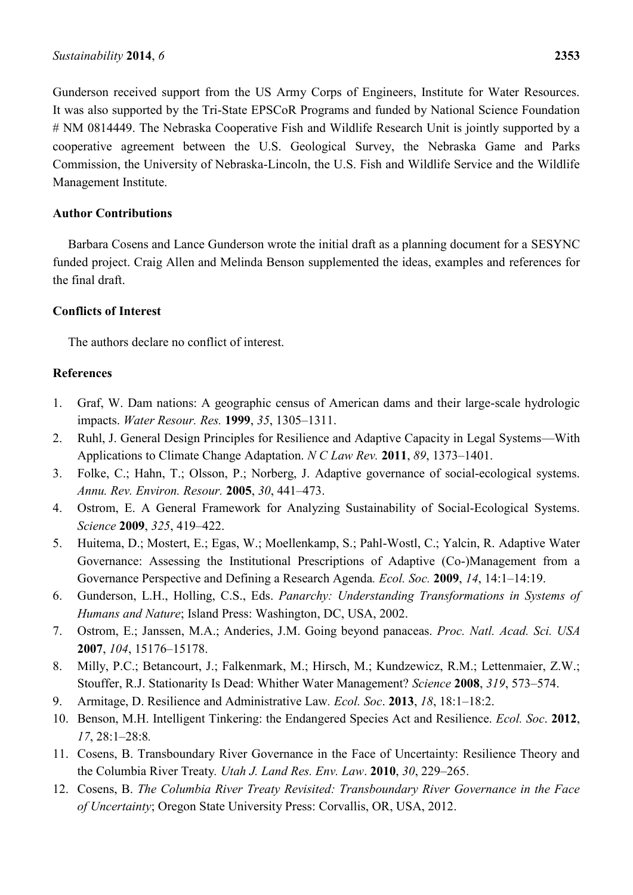Gunderson received support from the US Army Corps of Engineers, Institute for Water Resources. It was also supported by the Tri-State EPSCoR Programs and funded by National Science Foundation # NM 0814449. The Nebraska Cooperative Fish and Wildlife Research Unit is jointly supported by a cooperative agreement between the U.S. Geological Survey, the Nebraska Game and Parks Commission, the University of Nebraska-Lincoln, the U.S. Fish and Wildlife Service and the Wildlife Management Institute.

## Author Contributions

Barbara Cosens and Lance Gunderson wrote the initial draft as a planning document for a SESYNC funded project. Craig Allen and Melinda Benson supplemented the ideas, examples and references for the final draft.

## Conflicts of Interest

The authors declare no conflict of interest.

## References

1. Graf, W. Dam nations: A geographic census of American dams and their large-scale hydrologic impacts. *Water Resour. Res.* **1999**, *35*, 1305–1311.
2. Ruhl, J. General Design Principles for Resilience and Adaptive Capacity in Legal Systems—With Applications to Climate Change Adaptation. *N C Law Rev.* **2011**, *89*, 1373–1401.
3. Folke, C.; Hahn, T.; Olsson, P.; Norberg, J. Adaptive governance of social-ecological systems. *Annu. Rev. Environ. Resour.* **2005**, *30*, 441–473.
4. Ostrom, E. A General Framework for Analyzing Sustainability of Social-Ecological Systems. *Science* **2009**, *325*, 419–422.
5. Huitema, D.; Mostert, E.; Egas, W.; Moellenkamp, S.; Pahl-Wostl, C.; Yalcin, R. Adaptive Water Governance: Assessing the Institutional Prescriptions of Adaptive (Co-)Management from a Governance Perspective and Defining a Research Agenda. *Ecol. Soc.* **2009**, *14*, 14:1–14:19.
6. Gunderson, L.H., Holling, C.S., Eds. *Panarchy: Understanding Transformations in Systems of Humans and Nature*; Island Press: Washington, DC, USA, 2002.
7. Ostrom, E.; Janssen, M.A.; Anderies, J.M. Going beyond panaceas. *Proc. Natl. Acad. Sci. USA* **2007**, *104*, 15176–15178.
8. Milly, P.C.; Betancourt, J.; Falkenmark, M.; Hirsch, M.; Kundzewicz, R.M.; Lettenmaier, Z.W.; Stouffer, R.J. Stationarity Is Dead: Whither Water Management? *Science* **2008**, *319*, 573–574.
9. Armitage, D. Resilience and Administrative Law. *Ecol. Soc*. **2013**, *18*, 18:1–18:2.
10. Benson, M.H. Intelligent Tinkering: the Endangered Species Act and Resilience. *Ecol. Soc*. **2012**, *17*, 28:1–28:8.
11. Cosens, B. Transboundary River Governance in the Face of Uncertainty: Resilience Theory and the Columbia River Treaty. *Utah J. Land Res. Env. Law*. **2010**, *30*, 229–265.
12. Cosens, B. *The Columbia River Treaty Revisited: Transboundary River Governance in the Face of Uncertainty*; Oregon State University Press: Corvallis, OR, USA, 2012.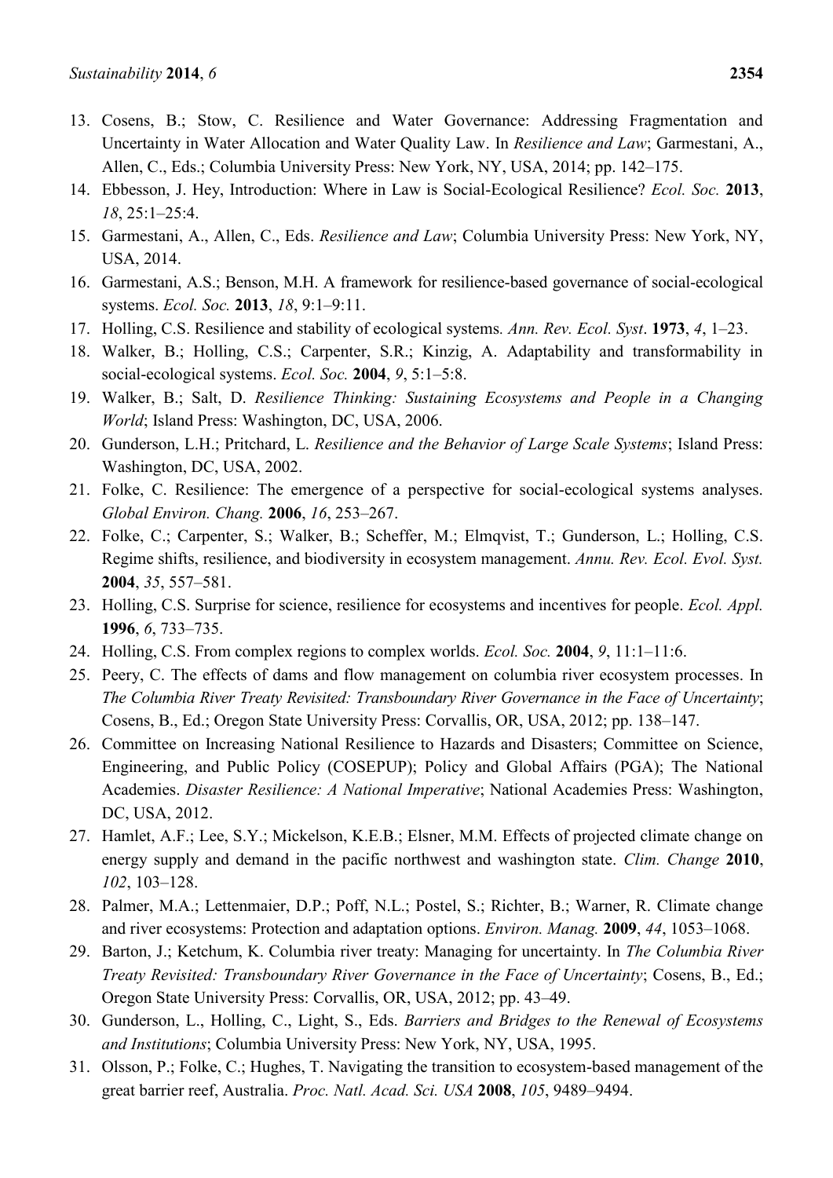13. Cosens, B.; Stow, C. Resilience and Water Governance: Addressing Fragmentation and Uncertainty in Water Allocation and Water Quality Law. In *Resilience and Law*; Garmestani, A., Allen, C., Eds.; Columbia University Press: New York, NY, USA, 2014; pp. 142–175.
14. Ebbesson, J. Hey, Introduction: Where in Law is Social-Ecological Resilience? *Ecol. Soc.* **2013**, *18*, 25:1–25:4.
15. Garmestani, A., Allen, C., Eds. *Resilience and Law*; Columbia University Press: New York, NY, USA, 2014.
16. Garmestani, A.S.; Benson, M.H. A framework for resilience-based governance of social-ecological systems. *Ecol. Soc.* **2013**, *18*, 9:1–9:11.
17. Holling, C.S. Resilience and stability of ecological systems. *Ann. Rev. Ecol. Syst*. **1973**, *4*, 1–23.
18. Walker, B.; Holling, C.S.; Carpenter, S.R.; Kinzig, A. Adaptability and transformability in social-ecological systems. *Ecol. Soc.* **2004**, *9*, 5:1–5:8.
19. Walker, B.; Salt, D. *Resilience Thinking: Sustaining Ecosystems and People in a Changing World*; Island Press: Washington, DC, USA, 2006.
20. Gunderson, L.H.; Pritchard, L. *Resilience and the Behavior of Large Scale Systems*; Island Press: Washington, DC, USA, 2002.
21. Folke, C. Resilience: The emergence of a perspective for social-ecological systems analyses. *Global Environ. Chang.* **2006**, *16*, 253–267.
22. Folke, C.; Carpenter, S.; Walker, B.; Scheffer, M.; Elmqvist, T.; Gunderson, L.; Holling, C.S. Regime shifts, resilience, and biodiversity in ecosystem management. *Annu. Rev. Ecol. Evol. Syst.* **2004**, *35*, 557–581.
23. Holling, C.S. Surprise for science, resilience for ecosystems and incentives for people. *Ecol. Appl.* **1996**, *6*, 733–735.
24. Holling, C.S. From complex regions to complex worlds. *Ecol. Soc.* **2004**, *9*, 11:1–11:6.
25. Peery, C. The effects of dams and flow management on columbia river ecosystem processes. In *The Columbia River Treaty Revisited: Transboundary River Governance in the Face of Uncertainty*; Cosens, B., Ed.; Oregon State University Press: Corvallis, OR, USA, 2012; pp. 138–147.
26. Committee on Increasing National Resilience to Hazards and Disasters; Committee on Science, Engineering, and Public Policy (COSEPUP); Policy and Global Affairs (PGA); The National Academies. *Disaster Resilience: A National Imperative*; National Academies Press: Washington, DC, USA, 2012.
27. Hamlet, A.F.; Lee, S.Y.; Mickelson, K.E.B.; Elsner, M.M. Effects of projected climate change on energy supply and demand in the pacific northwest and washington state. *Clim. Change* **2010**, *102*, 103–128.
28. Palmer, M.A.; Lettenmaier, D.P.; Poff, N.L.; Postel, S.; Richter, B.; Warner, R. Climate change and river ecosystems: Protection and adaptation options. *Environ. Manag.* **2009**, *44*, 1053–1068.
29. Barton, J.; Ketchum, K. Columbia river treaty: Managing for uncertainty. In *The Columbia River Treaty Revisited: Transboundary River Governance in the Face of Uncertainty*; Cosens, B., Ed.; Oregon State University Press: Corvallis, OR, USA, 2012; pp. 43–49.
30. Gunderson, L., Holling, C., Light, S., Eds. *Barriers and Bridges to the Renewal of Ecosystems and Institutions*; Columbia University Press: New York, NY, USA, 1995.
31. Olsson, P.; Folke, C.; Hughes, T. Navigating the transition to ecosystem-based management of the great barrier reef, Australia. *Proc. Natl. Acad. Sci. USA* **2008**, *105*, 9489–9494.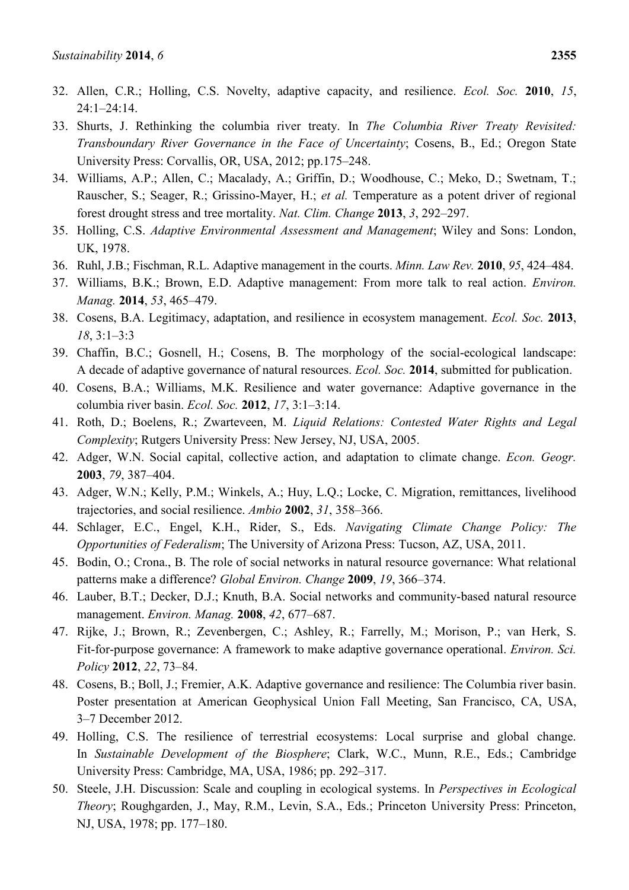32. Allen, C.R.; Holling, C.S. Novelty, adaptive capacity, and resilience. *Ecol. Soc.* **2010**, *15*, 24:1–24:14.
33. Shurts, J. Rethinking the columbia river treaty. In *The Columbia River Treaty Revisited: Transboundary River Governance in the Face of Uncertainty*; Cosens, B., Ed.; Oregon State University Press: Corvallis, OR, USA, 2012; pp.175–248.
34. Williams, A.P.; Allen, C.; Macalady, A.; Griffin, D.; Woodhouse, C.; Meko, D.; Swetnam, T.; Rauscher, S.; Seager, R.; Grissino-Mayer, H.; *et al.* Temperature as a potent driver of regional forest drought stress and tree mortality. *Nat. Clim. Change* **2013**, *3*, 292–297.
35. Holling, C.S. *Adaptive Environmental Assessment and Management*; Wiley and Sons: London, UK, 1978.
36. Ruhl, J.B.; Fischman, R.L. Adaptive management in the courts. *Minn. Law Rev.* **2010**, *95*, 424–484.
37. Williams, B.K.; Brown, E.D. Adaptive management: From more talk to real action. *Environ. Manag.* **2014**, *53*, 465–479.
38. Cosens, B.A. Legitimacy, adaptation, and resilience in ecosystem management. *Ecol. Soc.* **2013**, *18*, 3:1–3:3
39. Chaffin, B.C.; Gosnell, H.; Cosens, B. The morphology of the social-ecological landscape: A decade of adaptive governance of natural resources. *Ecol. Soc.* **2014**, submitted for publication.
40. Cosens, B.A.; Williams, M.K. Resilience and water governance: Adaptive governance in the columbia river basin. *Ecol. Soc.* **2012**, *17*, 3:1–3:14.
41. Roth, D.; Boelens, R.; Zwarteveen, M. *Liquid Relations: Contested Water Rights and Legal Complexity*; Rutgers University Press: New Jersey, NJ, USA, 2005.
42. Adger, W.N. Social capital, collective action, and adaptation to climate change. *Econ. Geogr.* **2003**, *79*, 387–404.
43. Adger, W.N.; Kelly, P.M.; Winkels, A.; Huy, L.Q.; Locke, C. Migration, remittances, livelihood trajectories, and social resilience. *Ambio* **2002**, *31*, 358–366.
44. Schlager, E.C., Engel, K.H., Rider, S., Eds. *Navigating Climate Change Policy: The Opportunities of Federalism*; The University of Arizona Press: Tucson, AZ, USA, 2011.
45. Bodin, O.; Crona., B. The role of social networks in natural resource governance: What relational patterns make a difference? *Global Environ. Change* **2009**, *19*, 366–374.
46. Lauber, B.T.; Decker, D.J.; Knuth, B.A. Social networks and community-based natural resource management. *Environ. Manag.* **2008**, *42*, 677–687.
47. Rijke, J.; Brown, R.; Zevenbergen, C.; Ashley, R.; Farrelly, M.; Morison, P.; van Herk, S. Fit-for-purpose governance: A framework to make adaptive governance operational. *Environ. Sci. Policy* **2012**, *22*, 73–84.
48. Cosens, B.; Boll, J.; Fremier, A.K. Adaptive governance and resilience: The Columbia river basin. Poster presentation at American Geophysical Union Fall Meeting, San Francisco, CA, USA, 3–7 December 2012.
49. Holling, C.S. The resilience of terrestrial ecosystems: Local surprise and global change. In *Sustainable Development of the Biosphere*; Clark, W.C., Munn, R.E., Eds.; Cambridge University Press: Cambridge, MA, USA, 1986; pp. 292–317.
50. Steele, J.H. Discussion: Scale and coupling in ecological systems. In *Perspectives in Ecological Theory*; Roughgarden, J., May, R.M., Levin, S.A., Eds.; Princeton University Press: Princeton, NJ, USA, 1978; pp. 177–180.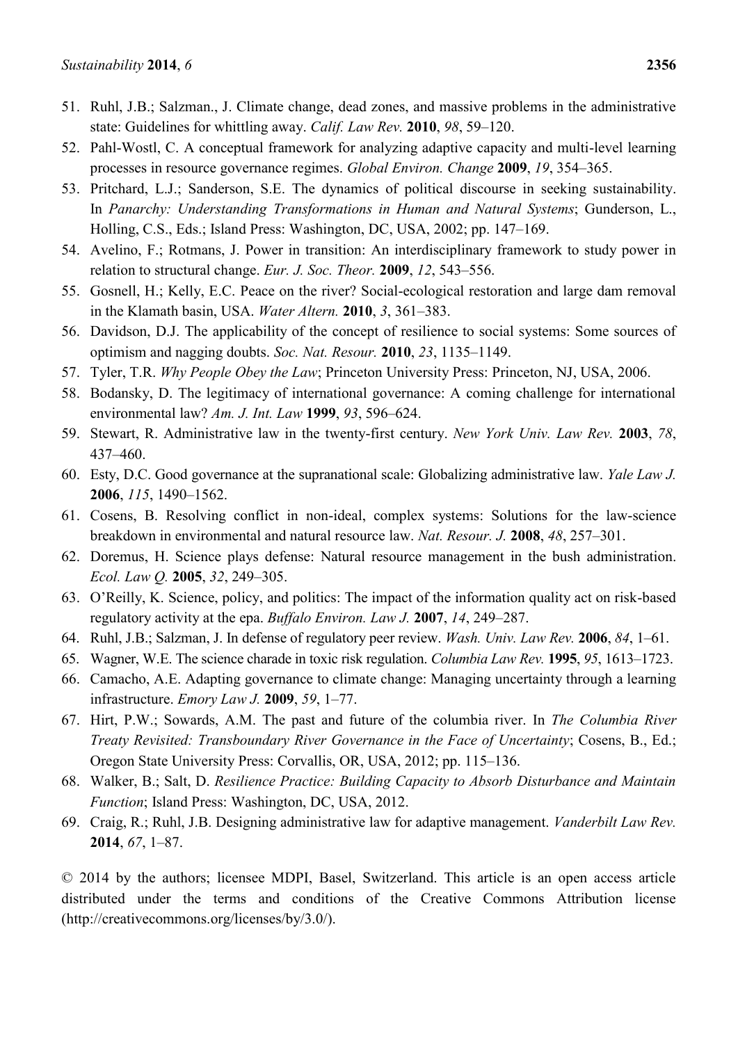51. Ruhl, J.B.; Salzman., J. Climate change, dead zones, and massive problems in the administrative state: Guidelines for whittling away. *Calif. Law Rev.* **2010**, *98*, 59–120.
52. Pahl-Wostl, C. A conceptual framework for analyzing adaptive capacity and multi-level learning processes in resource governance regimes. *Global Environ. Change* **2009**, *19*, 354–365.
53. Pritchard, L.J.; Sanderson, S.E. The dynamics of political discourse in seeking sustainability. In *Panarchy: Understanding Transformations in Human and Natural Systems*; Gunderson, L., Holling, C.S., Eds.; Island Press: Washington, DC, USA, 2002; pp. 147–169.
54. Avelino, F.; Rotmans, J. Power in transition: An interdisciplinary framework to study power in relation to structural change. *Eur. J. Soc. Theor.* **2009**, *12*, 543–556.
55. Gosnell, H.; Kelly, E.C. Peace on the river? Social-ecological restoration and large dam removal in the Klamath basin, USA. *Water Altern.* **2010**, *3*, 361–383.
56. Davidson, D.J. The applicability of the concept of resilience to social systems: Some sources of optimism and nagging doubts. *Soc. Nat. Resour.* **2010**, *23*, 1135–1149.
57. Tyler, T.R. *Why People Obey the Law*; Princeton University Press: Princeton, NJ, USA, 2006.
58. Bodansky, D. The legitimacy of international governance: A coming challenge for international environmental law? *Am. J. Int. Law* **1999**, *93*, 596–624.
59. Stewart, R. Administrative law in the twenty-first century. *New York Univ. Law Rev.* **2003**, *78*, 437–460.
60. Esty, D.C. Good governance at the supranational scale: Globalizing administrative law. *Yale Law J.* **2006**, *115*, 1490–1562.
61. Cosens, B. Resolving conflict in non-ideal, complex systems: Solutions for the law-science breakdown in environmental and natural resource law. *Nat. Resour. J.* **2008**, *48*, 257–301.
62. Doremus, H. Science plays defense: Natural resource management in the bush administration. *Ecol. Law Q.* **2005**, *32*, 249–305.
63. O'Reilly, K. Science, policy, and politics: The impact of the information quality act on risk-based regulatory activity at the epa. *Buffalo Environ. Law J.* **2007**, *14*, 249–287.
64. Ruhl, J.B.; Salzman, J. In defense of regulatory peer review. *Wash. Univ. Law Rev.* **2006**, *84*, 1–61.
65. Wagner, W.E. The science charade in toxic risk regulation. *Columbia Law Rev.* **1995**, *95*, 1613–1723.
66. Camacho, A.E. Adapting governance to climate change: Managing uncertainty through a learning infrastructure. *Emory Law J.* **2009**, *59*, 1–77.
67. Hirt, P.W.; Sowards, A.M. The past and future of the columbia river. In *The Columbia River Treaty Revisited: Transboundary River Governance in the Face of Uncertainty*; Cosens, B., Ed.; Oregon State University Press: Corvallis, OR, USA, 2012; pp. 115–136.
68. Walker, B.; Salt, D. *Resilience Practice: Building Capacity to Absorb Disturbance and Maintain Function*; Island Press: Washington, DC, USA, 2012.
69. Craig, R.; Ruhl, J.B. Designing administrative law for adaptive management. *Vanderbilt Law Rev.* **2014**, *67*, 1–87.

© 2014 by the authors; licensee MDPI, Basel, Switzerland. This article is an open access article distributed under the terms and conditions of the Creative Commons Attribution license (http://creativecommons.org/licenses/by/3.0/).